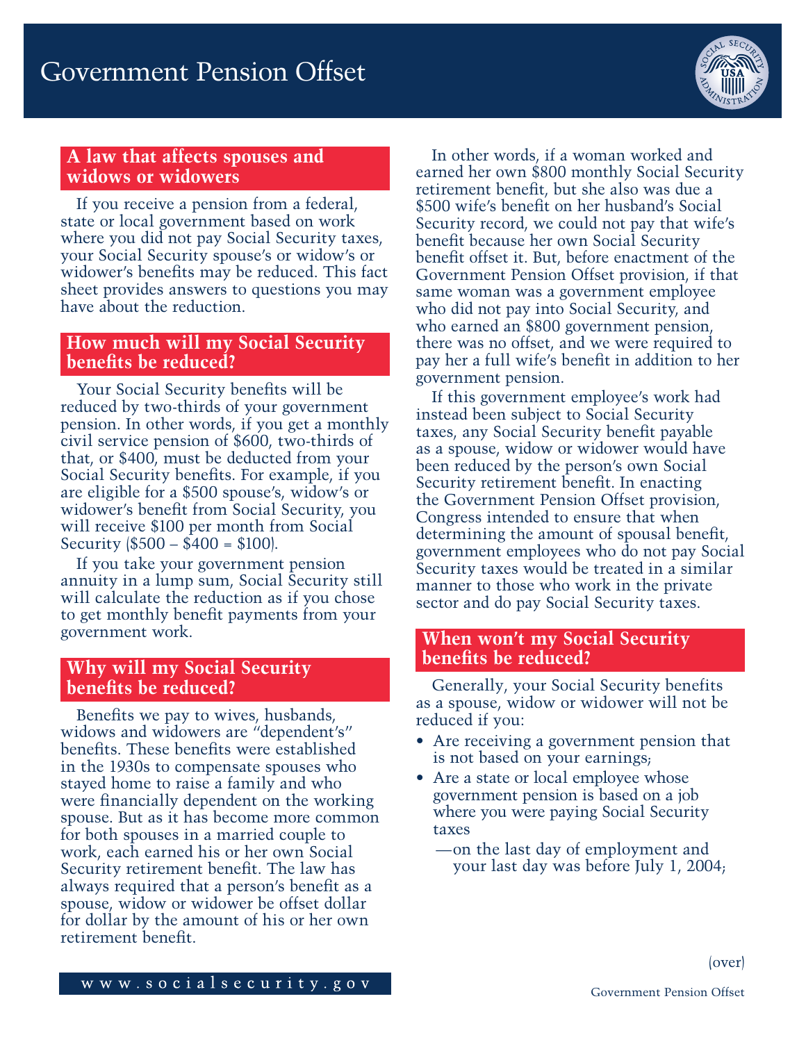# Government Pension Offset

## A law that affects spouses and widows or widowers

If you receive a pension from a federal, state or local government based on work where you did not pay Social Security taxes, your Social Security spouse's or widow's or widower's benefits may be reduced. This fact sheet provides answers to questions you may have about the reduction.

## How much will my Social Security benefits be reduced?

Your Social Security benefits will be reduced by two-thirds of your government pension. In other words, if you get a monthly civil service pension of $600, two-thirds of that, or $400, must be deducted from your Social Security benefits. For example, if you are eligible for a $500 spouse's, widow's or widower's benefit from Social Security, you will receive $100 per month from Social Security ($500 – $400 = $100).

If you take your government pension annuity in a lump sum, Social Security still will calculate the reduction as if you chose to get monthly benefit payments from your government work.

## Why will my Social Security benefits be reduced?

Benefits we pay to wives, husbands, widows and widowers are "dependent's" benefits. These benefits were established in the 1930s to compensate spouses who stayed home to raise a family and who were financially dependent on the working spouse. But as it has become more common for both spouses in a married couple to work, each earned his or her own Social Security retirement benefit. The law has always required that a person's benefit as a spouse, widow or widower be offset dollar for dollar by the amount of his or her own retirement benefit.

In other words, if a woman worked and earned her own $800 monthly Social Security retirement benefit, but she also was due a $500 wife's benefit on her husband's Social Security record, we could not pay that wife's benefit because her own Social Security benefit offset it. But, before enactment of the Government Pension Offset provision, if that same woman was a government employee who did not pay into Social Security, and who earned an $800 government pension, there was no offset, and we were required to pay her a full wife's benefit in addition to her government pension.

If this government employee's work had instead been subject to Social Security taxes, any Social Security benefit payable as a spouse, widow or widower would have been reduced by the person's own Social Security retirement benefit. In enacting the Government Pension Offset provision, Congress intended to ensure that when determining the amount of spousal benefit, government employees who do not pay Social Security taxes would be treated in a similar manner to those who work in the private sector and do pay Social Security taxes.

## When won't my Social Security benefits be reduced?

Generally, your Social Security benefits as a spouse, widow or widower will not be reduced if you:

- Are receiving a government pension that is not based on your earnings;
- Are a state or local employee whose government pension is based on a job where you were paying Social Security taxes
  - —on the last day of employment and your last day was before July 1, 2004;

(over)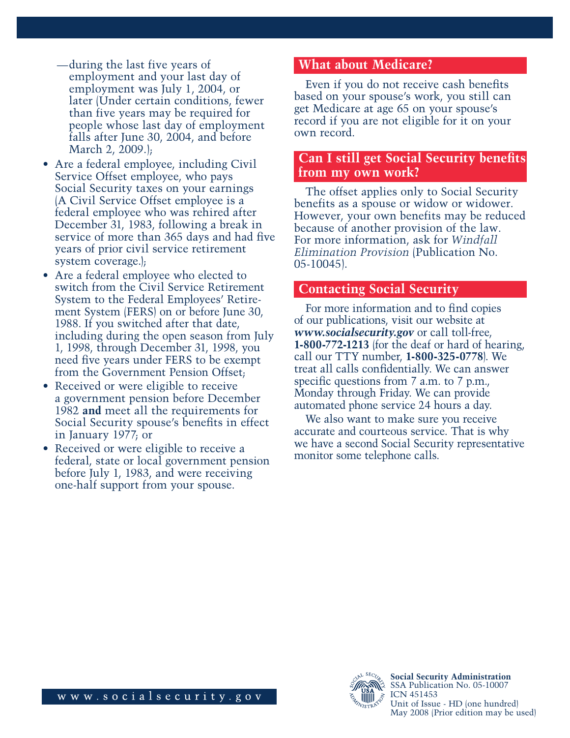—during the last five years of employment and your last day of employment was July 1, 2004, or later (Under certain conditions, fewer than five years may be required for people whose last day of employment falls after June 30, 2004, and before March 2, 2009.);

- Are a federal employee, including Civil Service Offset employee, who pays Social Security taxes on your earnings (A Civil Service Offset employee is a federal employee who was rehired after December 31, 1983, following a break in service of more than 365 days and had five years of prior civil service retirement system coverage.);
- Are a federal employee who elected to switch from the Civil Service Retirement System to the Federal Employees' Retirement System (FERS) on or before June 30, 1988. If you switched after that date, including during the open season from July 1, 1998, through December 31, 1998, you need five years under FERS to be exempt from the Government Pension Offset;
- Received or were eligible to receive a government pension before December 1982 **and** meet all the requirements for Social Security spouse's benefits in effect in January 1977; or
- Received or were eligible to receive a federal, state or local government pension before July 1, 1983, and were receiving one-half support from your spouse.

## What about Medicare?

Even if you do not receive cash benefits based on your spouse's work, you still can get Medicare at age 65 on your spouse's record if you are not eligible for it on your own record.

## Can I still get Social Security benefits from my own work?

The offset applies only to Social Security benefits as a spouse or widow or widower. However, your own benefits may be reduced because of another provision of the law. For more information, ask for *Windfall Elimination Provision* (Publication No. 05-10045).

## Contacting Social Security

For more information and to find copies of our publications, visit our website at ***www.socialsecurity.gov*** or call toll-free, **1-800-772-1213** (for the deaf or hard of hearing, call our TTY number, **1-800-325-0778**). We treat all calls confidentially. We can answer specific questions from 7 a.m. to 7 p.m., Monday through Friday. We can provide automated phone service 24 hours a day.

We also want to make sure you receive accurate and courteous service. That is why we have a second Social Security representative monitor some telephone calls.

**Social Security Administration**
SSA Publication No. 05-10007
ICN 451453
Unit of Issue - HD (one hundred)
May 2008 (Prior edition may be used)